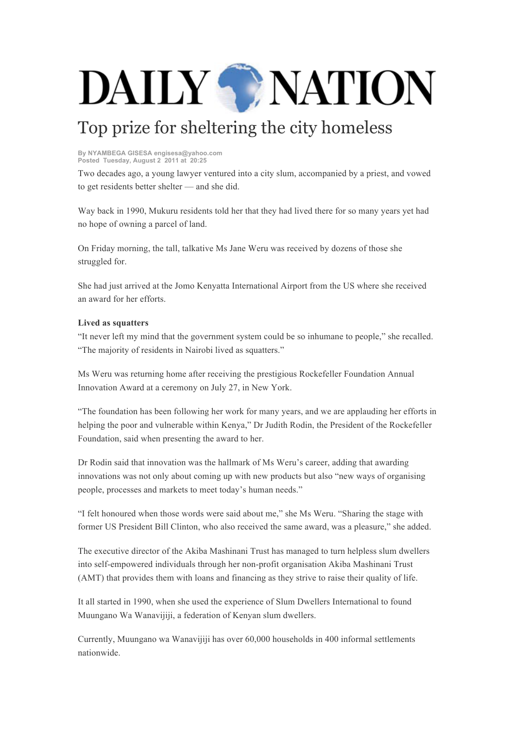# DAILY NATION

## Top prize for sheltering the city homeless

**By NYAMBEGA GISESA engisesa@yahoo.com**
**Posted Tuesday, August 2 2011 at 20:25**

Two decades ago, a young lawyer ventured into a city slum, accompanied by a priest, and vowed to get residents better shelter — and she did.

Way back in 1990, Mukuru residents told her that they had lived there for so many years yet had no hope of owning a parcel of land.

On Friday morning, the tall, talkative Ms Jane Weru was received by dozens of those she struggled for.

She had just arrived at the Jomo Kenyatta International Airport from the US where she received an award for her efforts.

**Lived as squatters**

"It never left my mind that the government system could be so inhumane to people," she recalled. "The majority of residents in Nairobi lived as squatters."

Ms Weru was returning home after receiving the prestigious Rockefeller Foundation Annual Innovation Award at a ceremony on July 27, in New York.

"The foundation has been following her work for many years, and we are applauding her efforts in helping the poor and vulnerable within Kenya," Dr Judith Rodin, the President of the Rockefeller Foundation, said when presenting the award to her.

Dr Rodin said that innovation was the hallmark of Ms Weru's career, adding that awarding innovations was not only about coming up with new products but also "new ways of organising people, processes and markets to meet today's human needs."

"I felt honoured when those words were said about me," she Ms Weru. "Sharing the stage with former US President Bill Clinton, who also received the same award, was a pleasure," she added.

The executive director of the Akiba Mashinani Trust has managed to turn helpless slum dwellers into self-empowered individuals through her non-profit organisation Akiba Mashinani Trust (AMT) that provides them with loans and financing as they strive to raise their quality of life.

It all started in 1990, when she used the experience of Slum Dwellers International to found Muungano Wa Wanavijiji, a federation of Kenyan slum dwellers.

Currently, Muungano wa Wanavijiji has over 60,000 households in 400 informal settlements nationwide.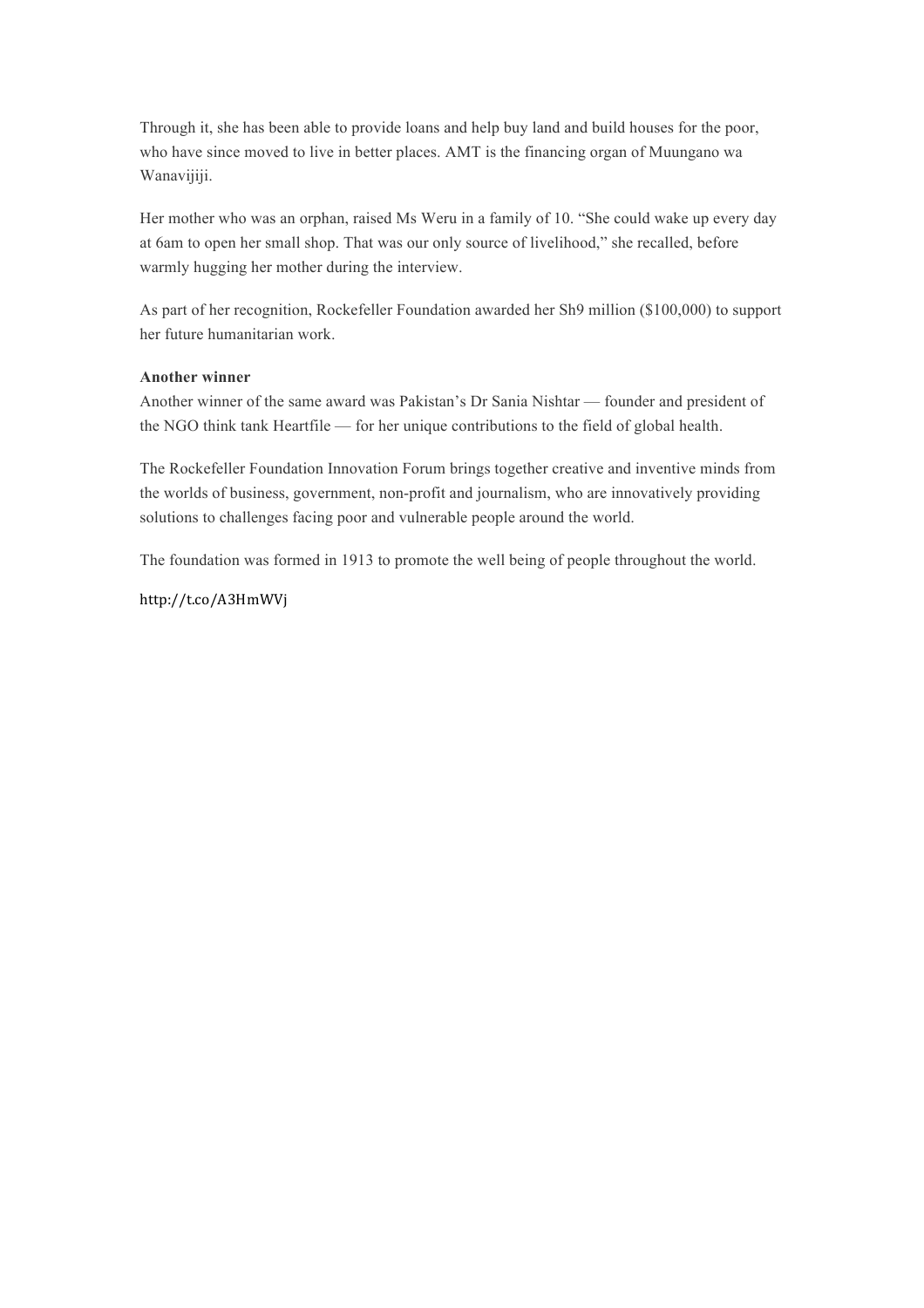Through it, she has been able to provide loans and help buy land and build houses for the poor, who have since moved to live in better places. AMT is the financing organ of Muungano wa Wanavijiji.

Her mother who was an orphan, raised Ms Weru in a family of 10. "She could wake up every day at 6am to open her small shop. That was our only source of livelihood," she recalled, before warmly hugging her mother during the interview.

As part of her recognition, Rockefeller Foundation awarded her Sh9 million ($100,000) to support her future humanitarian work.

**Another winner**

Another winner of the same award was Pakistan's Dr Sania Nishtar — founder and president of the NGO think tank Heartfile — for her unique contributions to the field of global health.

The Rockefeller Foundation Innovation Forum brings together creative and inventive minds from the worlds of business, government, non-profit and journalism, who are innovatively providing solutions to challenges facing poor and vulnerable people around the world.

The foundation was formed in 1913 to promote the well being of people throughout the world.

http://t.co/A3HmWVj